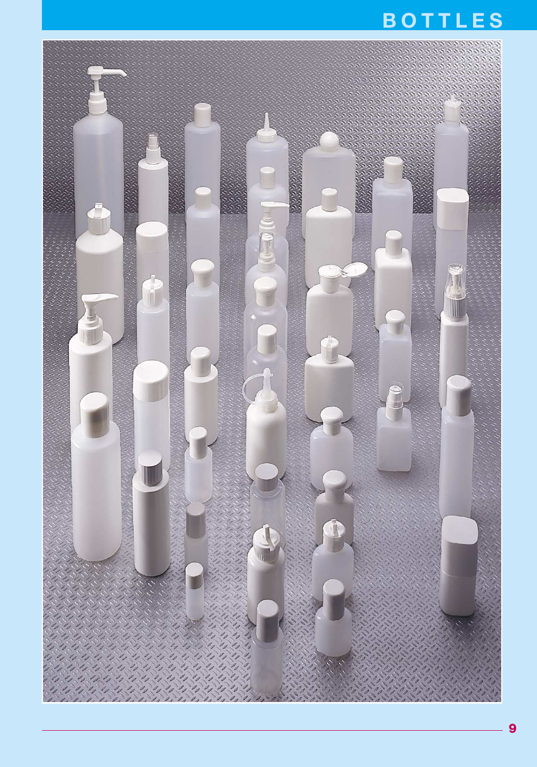# BOTTLES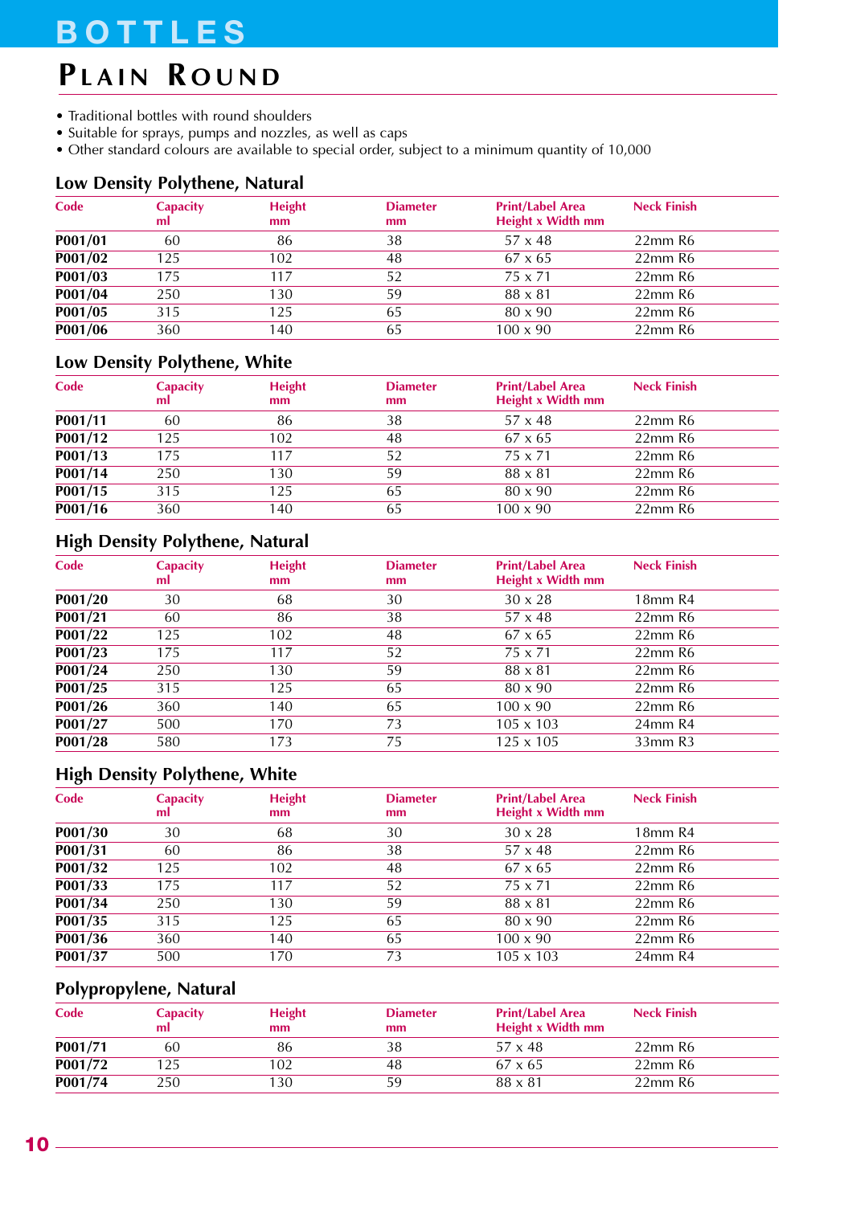# BOTTLES

## Plain Round

- Traditional bottles with round shoulders
- Suitable for sprays, pumps and nozzles, as well as caps
- Other standard colours are available to special order, subject to a minimum quantity of 10,000

### Low Density Polythene, Natural

| Code | Capacity ml | Height mm | Diameter mm | Print/Label Area Height x Width mm | Neck Finish |
|---|---|---|---|---|---|
| **P001/01** | 60 | 86 | 38 | 57 x 48 | 22mm R6 |
| **P001/02** | 125 | 102 | 48 | 67 x 65 | 22mm R6 |
| **P001/03** | 175 | 117 | 52 | 75 x 71 | 22mm R6 |
| **P001/04** | 250 | 130 | 59 | 88 x 81 | 22mm R6 |
| **P001/05** | 315 | 125 | 65 | 80 x 90 | 22mm R6 |
| **P001/06** | 360 | 140 | 65 | 100 x 90 | 22mm R6 |

### Low Density Polythene, White

| Code | Capacity ml | Height mm | Diameter mm | Print/Label Area Height x Width mm | Neck Finish |
|---|---|---|---|---|---|
| **P001/11** | 60 | 86 | 38 | 57 x 48 | 22mm R6 |
| **P001/12** | 125 | 102 | 48 | 67 x 65 | 22mm R6 |
| **P001/13** | 175 | 117 | 52 | 75 x 71 | 22mm R6 |
| **P001/14** | 250 | 130 | 59 | 88 x 81 | 22mm R6 |
| **P001/15** | 315 | 125 | 65 | 80 x 90 | 22mm R6 |
| **P001/16** | 360 | 140 | 65 | 100 x 90 | 22mm R6 |

### High Density Polythene, Natural

| Code | Capacity ml | Height mm | Diameter mm | Print/Label Area Height x Width mm | Neck Finish |
|---|---|---|---|---|---|
| **P001/20** | 30 | 68 | 30 | 30 x 28 | 18mm R4 |
| **P001/21** | 60 | 86 | 38 | 57 x 48 | 22mm R6 |
| **P001/22** | 125 | 102 | 48 | 67 x 65 | 22mm R6 |
| **P001/23** | 175 | 117 | 52 | 75 x 71 | 22mm R6 |
| **P001/24** | 250 | 130 | 59 | 88 x 81 | 22mm R6 |
| **P001/25** | 315 | 125 | 65 | 80 x 90 | 22mm R6 |
| **P001/26** | 360 | 140 | 65 | 100 x 90 | 22mm R6 |
| **P001/27** | 500 | 170 | 73 | 105 x 103 | 24mm R4 |
| **P001/28** | 580 | 173 | 75 | 125 x 105 | 33mm R3 |

### High Density Polythene, White

| Code | Capacity ml | Height mm | Diameter mm | Print/Label Area Height x Width mm | Neck Finish |
|---|---|---|---|---|---|
| **P001/30** | 30 | 68 | 30 | 30 x 28 | 18mm R4 |
| **P001/31** | 60 | 86 | 38 | 57 x 48 | 22mm R6 |
| **P001/32** | 125 | 102 | 48 | 67 x 65 | 22mm R6 |
| **P001/33** | 175 | 117 | 52 | 75 x 71 | 22mm R6 |
| **P001/34** | 250 | 130 | 59 | 88 x 81 | 22mm R6 |
| **P001/35** | 315 | 125 | 65 | 80 x 90 | 22mm R6 |
| **P001/36** | 360 | 140 | 65 | 100 x 90 | 22mm R6 |
| **P001/37** | 500 | 170 | 73 | 105 x 103 | 24mm R4 |

### Polypropylene, Natural

| Code | Capacity ml | Height mm | Diameter mm | Print/Label Area Height x Width mm | Neck Finish |
|---|---|---|---|---|---|
| **P001/71** | 60 | 86 | 38 | 57 x 48 | 22mm R6 |
| **P001/72** | 125 | 102 | 48 | 67 x 65 | 22mm R6 |
| **P001/74** | 250 | 130 | 59 | 88 x 81 | 22mm R6 |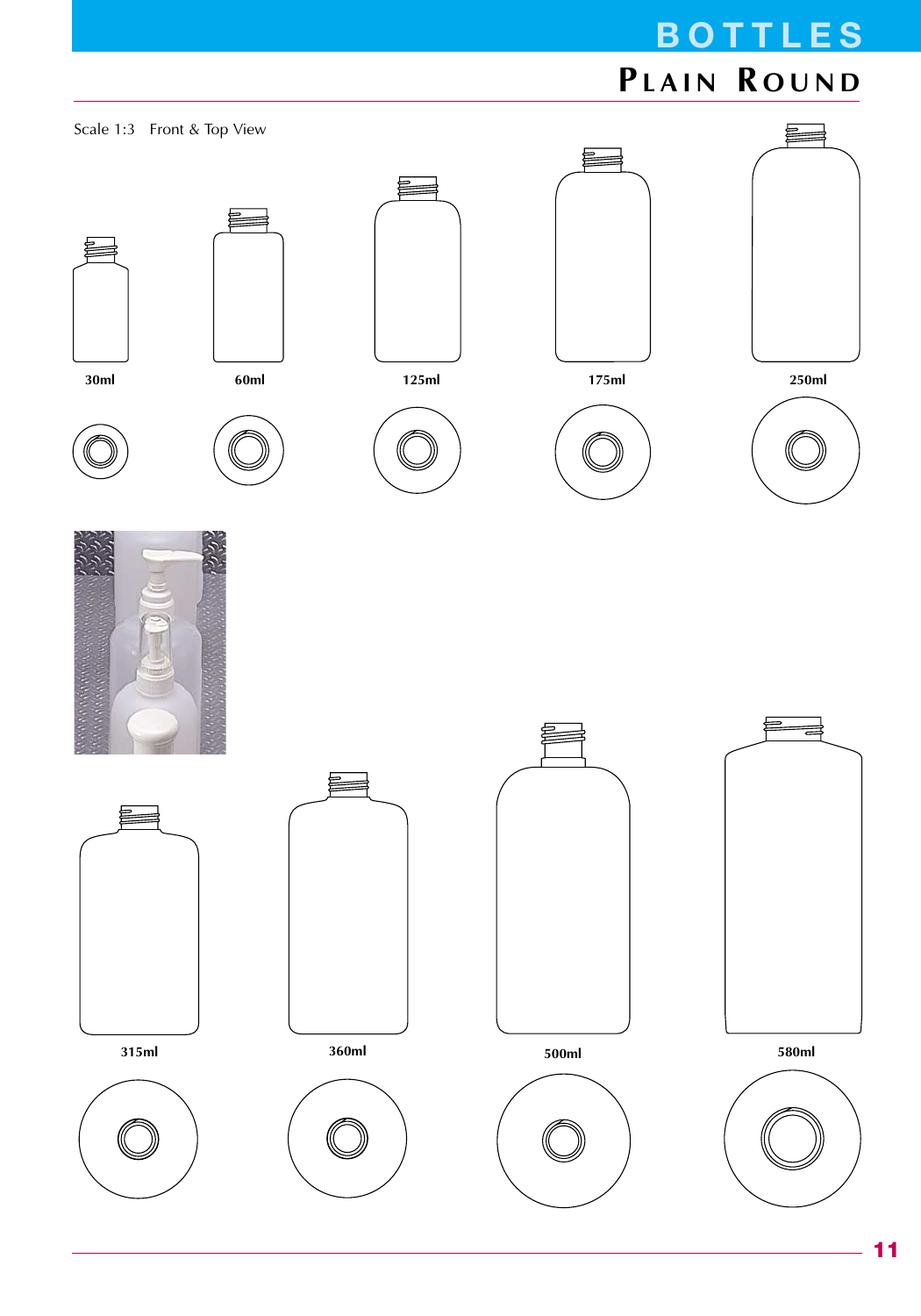# BOTTLES

## PLAIN ROUND

Scale 1:3 Front & Top View

30ml

60ml

125ml

175ml

250ml

315ml

360ml

500ml

580ml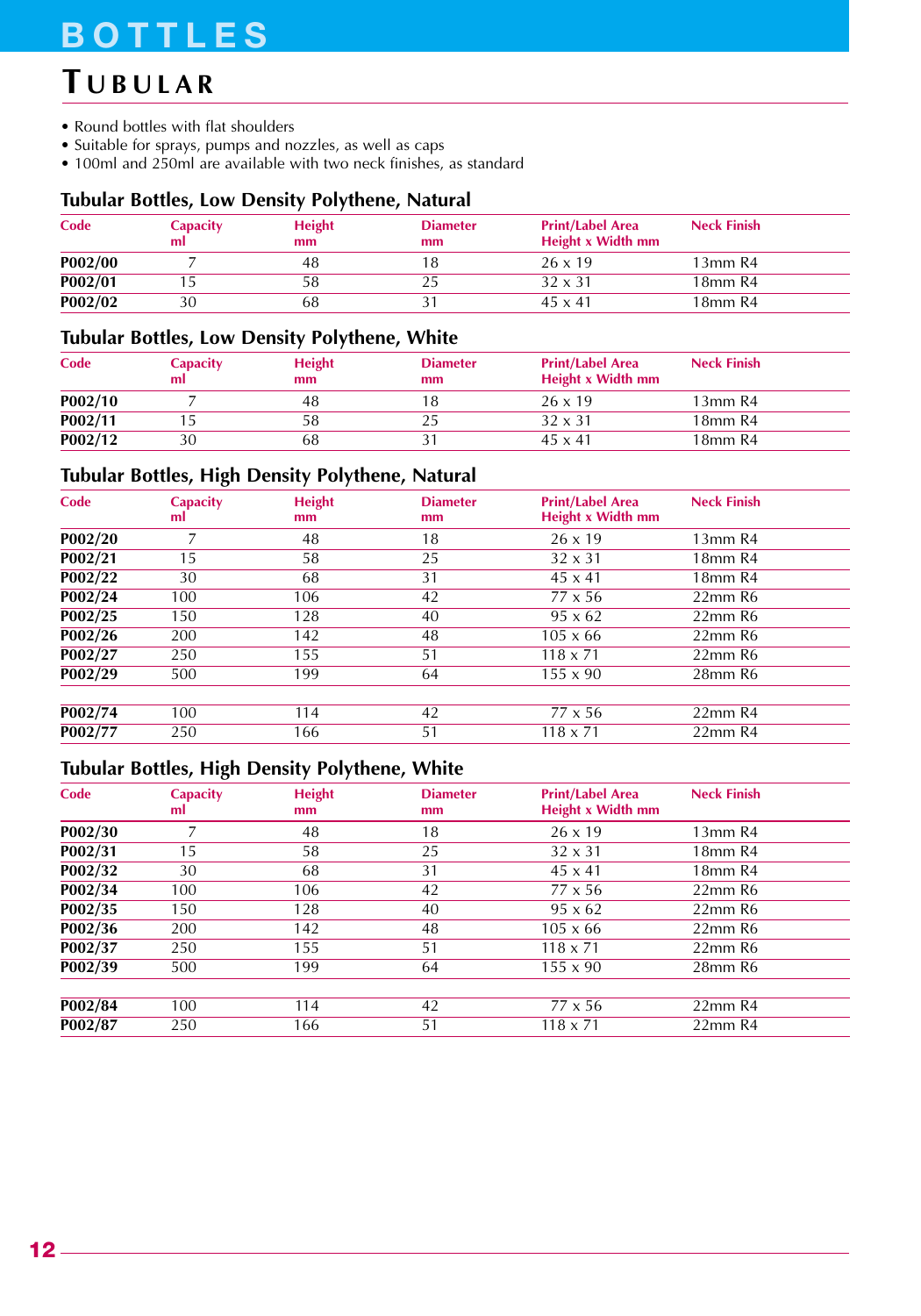# BOTTLES

## TUBULAR

- Round bottles with flat shoulders
- Suitable for sprays, pumps and nozzles, as well as caps
- 100ml and 250ml are available with two neck finishes, as standard

### Tubular Bottles, Low Density Polythene, Natural

| Code | Capacity ml | Height mm | Diameter mm | Print/Label Area Height x Width mm | Neck Finish |
|---|---|---|---|---|---|
| **P002/00** | 7 | 48 | 18 | 26 x 19 | 13mm R4 |
| **P002/01** | 15 | 58 | 25 | 32 x 31 | 18mm R4 |
| **P002/02** | 30 | 68 | 31 | 45 x 41 | 18mm R4 |

### Tubular Bottles, Low Density Polythene, White

| Code | Capacity ml | Height mm | Diameter mm | Print/Label Area Height x Width mm | Neck Finish |
|---|---|---|---|---|---|
| **P002/10** | 7 | 48 | 18 | 26 x 19 | 13mm R4 |
| **P002/11** | 15 | 58 | 25 | 32 x 31 | 18mm R4 |
| **P002/12** | 30 | 68 | 31 | 45 x 41 | 18mm R4 |

### Tubular Bottles, High Density Polythene, Natural

| Code | Capacity ml | Height mm | Diameter mm | Print/Label Area Height x Width mm | Neck Finish |
|---|---|---|---|---|---|
| **P002/20** | 7 | 48 | 18 | 26 x 19 | 13mm R4 |
| **P002/21** | 15 | 58 | 25 | 32 x 31 | 18mm R4 |
| **P002/22** | 30 | 68 | 31 | 45 x 41 | 18mm R4 |
| **P002/24** | 100 | 106 | 42 | 77 x 56 | 22mm R6 |
| **P002/25** | 150 | 128 | 40 | 95 x 62 | 22mm R6 |
| **P002/26** | 200 | 142 | 48 | 105 x 66 | 22mm R6 |
| **P002/27** | 250 | 155 | 51 | 118 x 71 | 22mm R6 |
| **P002/29** | 500 | 199 | 64 | 155 x 90 | 28mm R6 |
| | | | | | |
| **P002/74** | 100 | 114 | 42 | 77 x 56 | 22mm R4 |
| **P002/77** | 250 | 166 | 51 | 118 x 71 | 22mm R4 |

### Tubular Bottles, High Density Polythene, White

| Code | Capacity ml | Height mm | Diameter mm | Print/Label Area Height x Width mm | Neck Finish |
|---|---|---|---|---|---|
| **P002/30** | 7 | 48 | 18 | 26 x 19 | 13mm R4 |
| **P002/31** | 15 | 58 | 25 | 32 x 31 | 18mm R4 |
| **P002/32** | 30 | 68 | 31 | 45 x 41 | 18mm R4 |
| **P002/34** | 100 | 106 | 42 | 77 x 56 | 22mm R6 |
| **P002/35** | 150 | 128 | 40 | 95 x 62 | 22mm R6 |
| **P002/36** | 200 | 142 | 48 | 105 x 66 | 22mm R6 |
| **P002/37** | 250 | 155 | 51 | 118 x 71 | 22mm R6 |
| **P002/39** | 500 | 199 | 64 | 155 x 90 | 28mm R6 |
| | | | | | |
| **P002/84** | 100 | 114 | 42 | 77 x 56 | 22mm R4 |
| **P002/87** | 250 | 166 | 51 | 118 x 71 | 22mm R4 |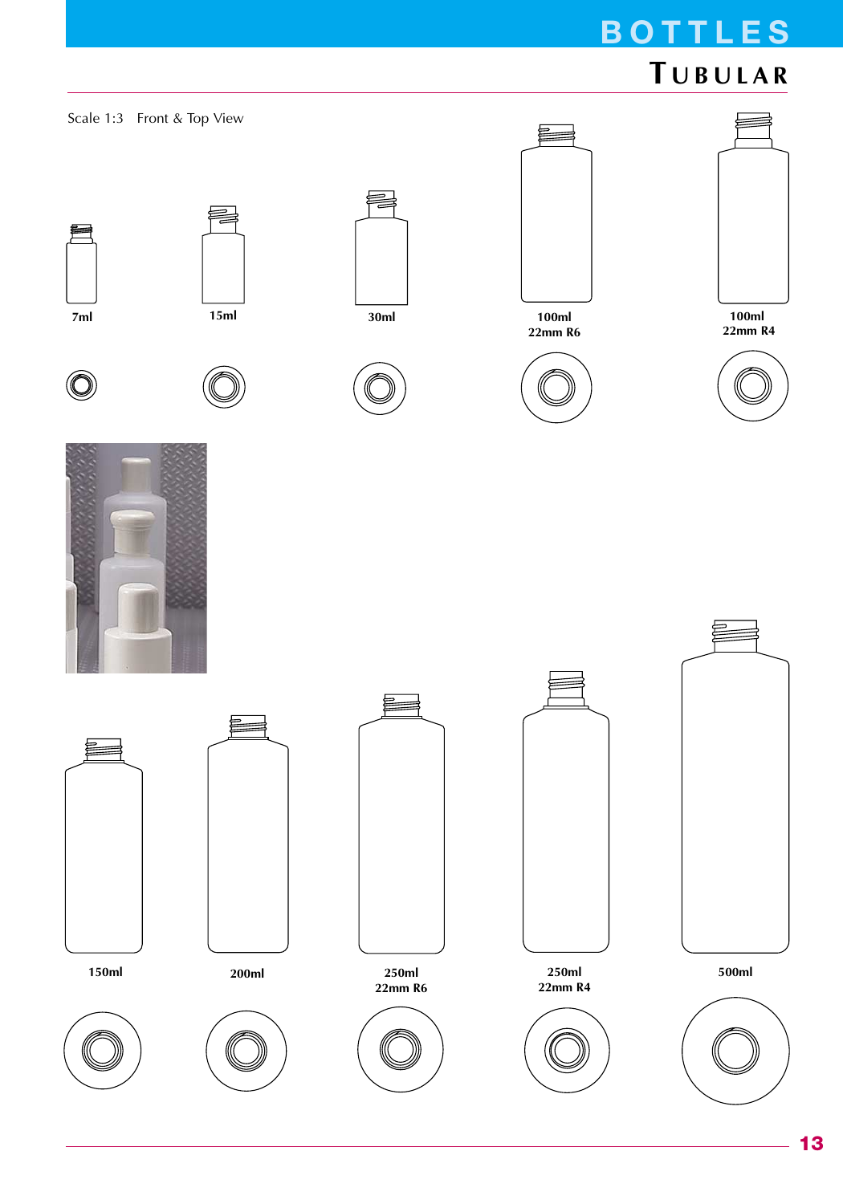# BOTTLES

## TUBULAR

Scale 1:3  Front & Top View

7ml

15ml

30ml

100ml
22mm R6

100ml
22mm R4

150ml

200ml

250ml
22mm R6

250ml
22mm R4

500ml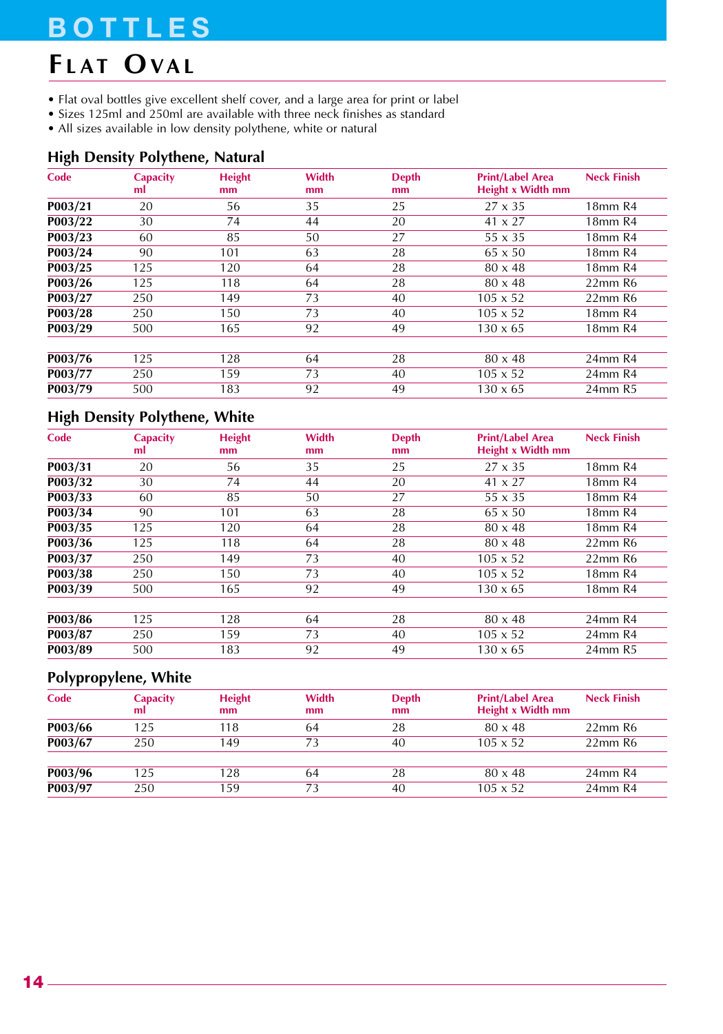# BOTTLES

## Flat Oval

- Flat oval bottles give excellent shelf cover, and a large area for print or label
- Sizes 125ml and 250ml are available with three neck finishes as standard
- All sizes available in low density polythene, white or natural

### High Density Polythene, Natural

| Code | Capacity ml | Height mm | Width mm | Depth mm | Print/Label Area Height x Width mm | Neck Finish |
|---|---|---|---|---|---|---|
| **P003/21** | 20 | 56 | 35 | 25 | 27 x 35 | 18mm R4 |
| **P003/22** | 30 | 74 | 44 | 20 | 41 x 27 | 18mm R4 |
| **P003/23** | 60 | 85 | 50 | 27 | 55 x 35 | 18mm R4 |
| **P003/24** | 90 | 101 | 63 | 28 | 65 x 50 | 18mm R4 |
| **P003/25** | 125 | 120 | 64 | 28 | 80 x 48 | 18mm R4 |
| **P003/26** | 125 | 118 | 64 | 28 | 80 x 48 | 22mm R6 |
| **P003/27** | 250 | 149 | 73 | 40 | 105 x 52 | 22mm R6 |
| **P003/28** | 250 | 150 | 73 | 40 | 105 x 52 | 18mm R4 |
| **P003/29** | 500 | 165 | 92 | 49 | 130 x 65 | 18mm R4 |
| **P003/76** | 125 | 128 | 64 | 28 | 80 x 48 | 24mm R4 |
| **P003/77** | 250 | 159 | 73 | 40 | 105 x 52 | 24mm R4 |
| **P003/79** | 500 | 183 | 92 | 49 | 130 x 65 | 24mm R5 |

### High Density Polythene, White

| Code | Capacity ml | Height mm | Width mm | Depth mm | Print/Label Area Height x Width mm | Neck Finish |
|---|---|---|---|---|---|---|
| **P003/31** | 20 | 56 | 35 | 25 | 27 x 35 | 18mm R4 |
| **P003/32** | 30 | 74 | 44 | 20 | 41 x 27 | 18mm R4 |
| **P003/33** | 60 | 85 | 50 | 27 | 55 x 35 | 18mm R4 |
| **P003/34** | 90 | 101 | 63 | 28 | 65 x 50 | 18mm R4 |
| **P003/35** | 125 | 120 | 64 | 28 | 80 x 48 | 18mm R4 |
| **P003/36** | 125 | 118 | 64 | 28 | 80 x 48 | 22mm R6 |
| **P003/37** | 250 | 149 | 73 | 40 | 105 x 52 | 22mm R6 |
| **P003/38** | 250 | 150 | 73 | 40 | 105 x 52 | 18mm R4 |
| **P003/39** | 500 | 165 | 92 | 49 | 130 x 65 | 18mm R4 |
| **P003/86** | 125 | 128 | 64 | 28 | 80 x 48 | 24mm R4 |
| **P003/87** | 250 | 159 | 73 | 40 | 105 x 52 | 24mm R4 |
| **P003/89** | 500 | 183 | 92 | 49 | 130 x 65 | 24mm R5 |

### Polypropylene, White

| Code | Capacity ml | Height mm | Width mm | Depth mm | Print/Label Area Height x Width mm | Neck Finish |
|---|---|---|---|---|---|---|
| **P003/66** | 125 | 118 | 64 | 28 | 80 x 48 | 22mm R6 |
| **P003/67** | 250 | 149 | 73 | 40 | 105 x 52 | 22mm R6 |
| **P003/96** | 125 | 128 | 64 | 28 | 80 x 48 | 24mm R4 |
| **P003/97** | 250 | 159 | 73 | 40 | 105 x 52 | 24mm R4 |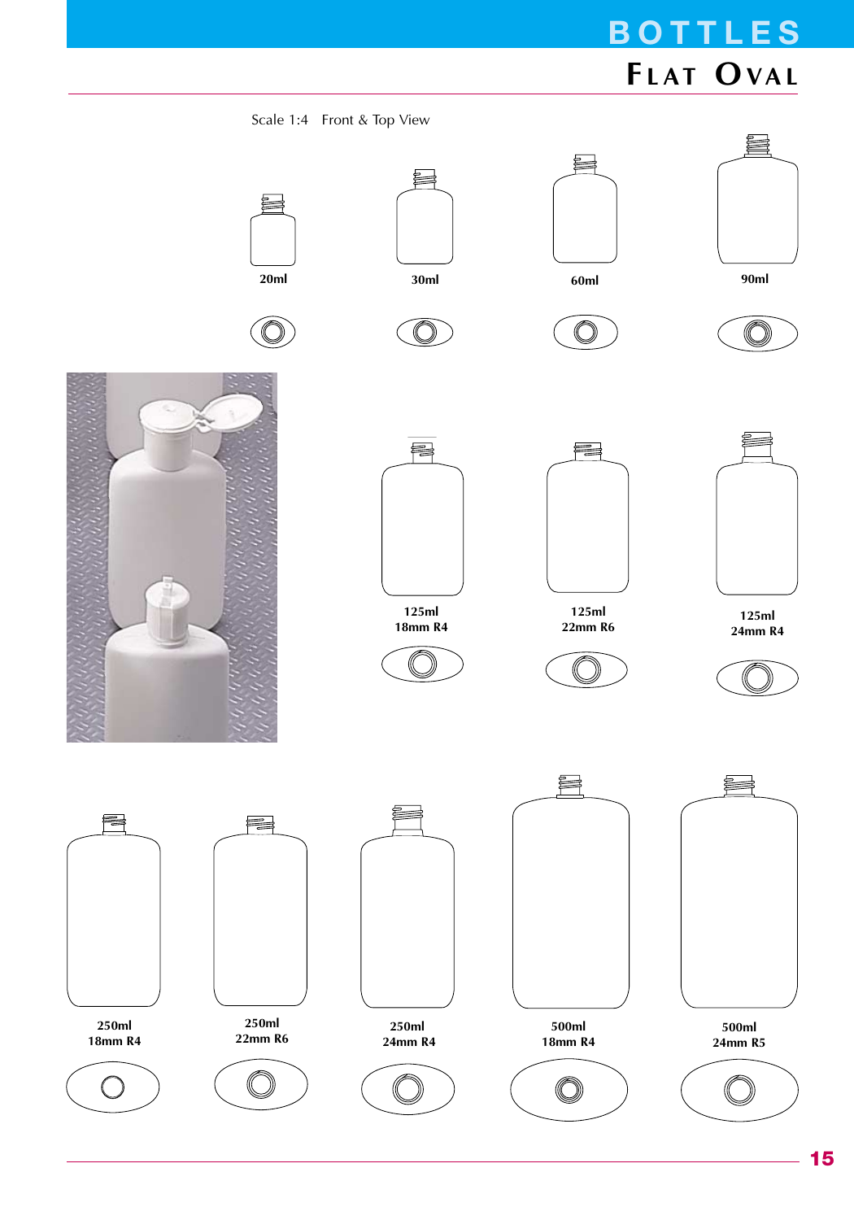# BOTTLES

## Flat Oval

Scale 1:4 Front & Top View

**20ml**

**30ml**

**60ml**

**90ml**

**125ml**
**18mm R4**

**125ml**
**22mm R6**

**125ml**
**24mm R4**

**250ml**
**18mm R4**

**250ml**
**22mm R6**

**250ml**
**24mm R4**

**500ml**
**18mm R4**

**500ml**
**24mm R5**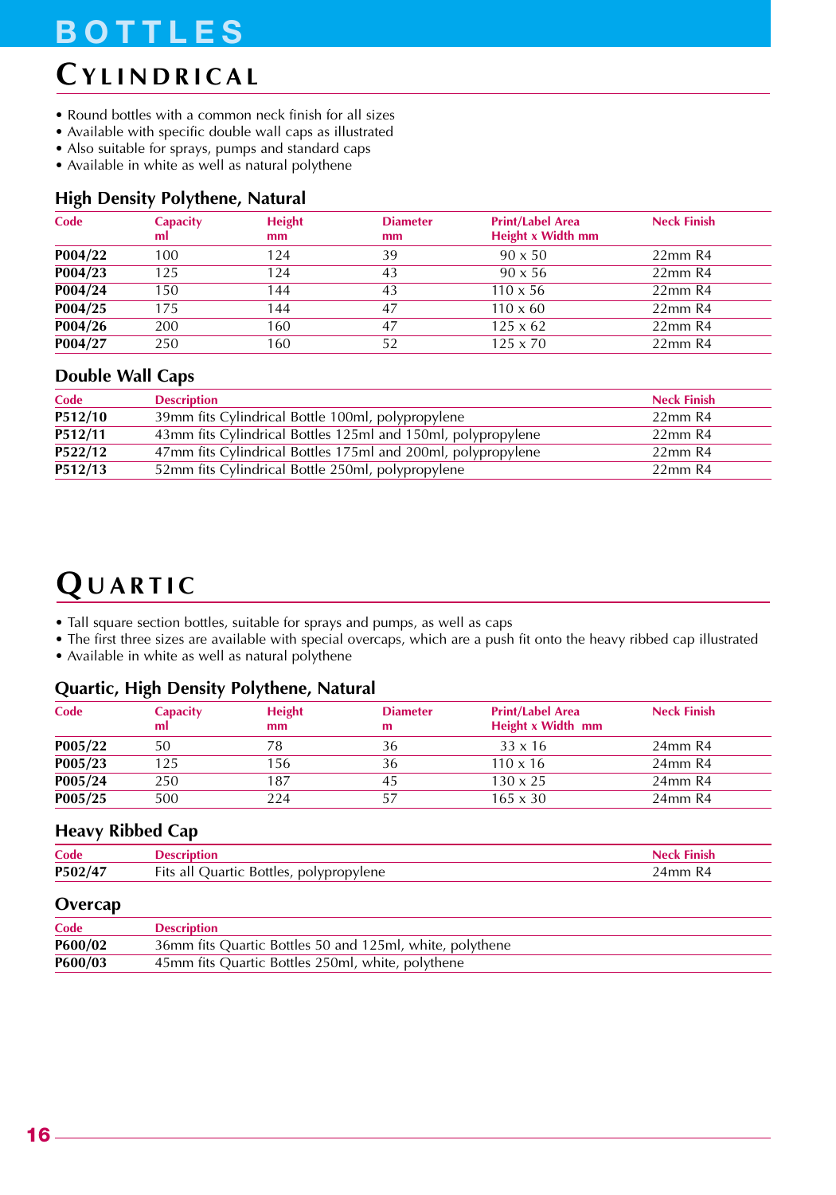# BOTTLES

## CYLINDRICAL

- Round bottles with a common neck finish for all sizes
- Available with specific double wall caps as illustrated
- Also suitable for sprays, pumps and standard caps
- Available in white as well as natural polythene

### High Density Polythene, Natural

| Code | Capacity ml | Height mm | Diameter mm | Print/Label Area Height x Width mm | Neck Finish |
|---|---|---|---|---|---|
| **P004/22** | 100 | 124 | 39 | 90 x 50 | 22mm R4 |
| **P004/23** | 125 | 124 | 43 | 90 x 56 | 22mm R4 |
| **P004/24** | 150 | 144 | 43 | 110 x 56 | 22mm R4 |
| **P004/25** | 175 | 144 | 47 | 110 x 60 | 22mm R4 |
| **P004/26** | 200 | 160 | 47 | 125 x 62 | 22mm R4 |
| **P004/27** | 250 | 160 | 52 | 125 x 70 | 22mm R4 |

### Double Wall Caps

| Code | Description | Neck Finish |
|---|---|---|
| **P512/10** | 39mm fits Cylindrical Bottle 100ml, polypropylene | 22mm R4 |
| **P512/11** | 43mm fits Cylindrical Bottles 125ml and 150ml, polypropylene | 22mm R4 |
| **P522/12** | 47mm fits Cylindrical Bottles 175ml and 200ml, polypropylene | 22mm R4 |
| **P512/13** | 52mm fits Cylindrical Bottle 250ml, polypropylene | 22mm R4 |

## QUARTIC

- Tall square section bottles, suitable for sprays and pumps, as well as caps
- The first three sizes are available with special overcaps, which are a push fit onto the heavy ribbed cap illustrated
- Available in white as well as natural polythene

### Quartic, High Density Polythene, Natural

| Code | Capacity ml | Height mm | Diameter m | Print/Label Area Height x Width mm | Neck Finish |
|---|---|---|---|---|---|
| **P005/22** | 50 | 78 | 36 | 33 x 16 | 24mm R4 |
| **P005/23** | 125 | 156 | 36 | 110 x 16 | 24mm R4 |
| **P005/24** | 250 | 187 | 45 | 130 x 25 | 24mm R4 |
| **P005/25** | 500 | 224 | 57 | 165 x 30 | 24mm R4 |

### Heavy Ribbed Cap

| Code | Description | Neck Finish |
|---|---|---|
| **P502/47** | Fits all Quartic Bottles, polypropylene | 24mm R4 |

### Overcap

| Code | Description |
|---|---|
| **P600/02** | 36mm fits Quartic Bottles 50 and 125ml, white, polythene |
| **P600/03** | 45mm fits Quartic Bottles 250ml, white, polythene |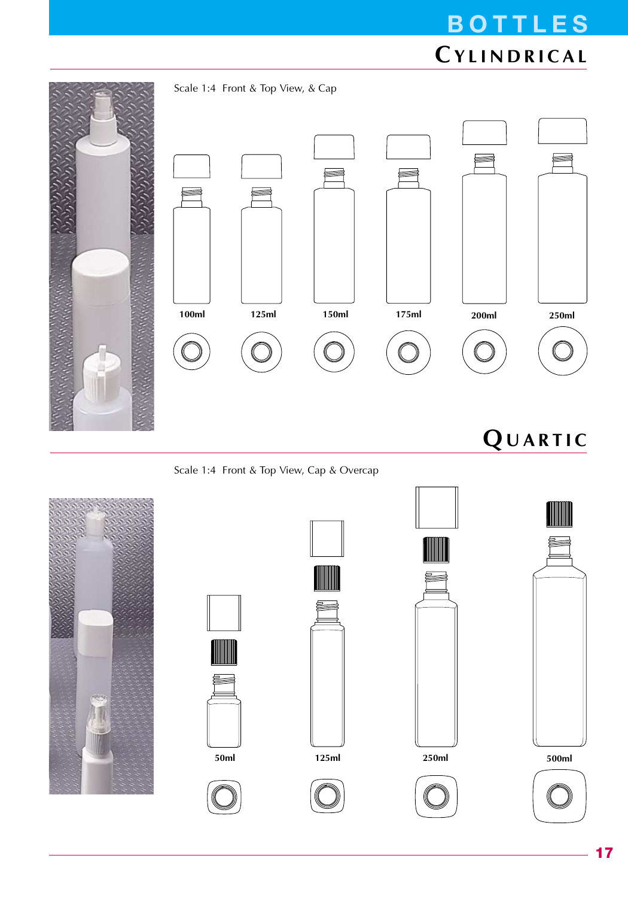# BOTTLES

## CYLINDRICAL

Scale 1:4 Front & Top View, & Cap

100ml 125ml 150ml 175ml 200ml 250ml

## QUARTIC

Scale 1:4 Front & Top View, Cap & Overcap

50ml 125ml 250ml 500ml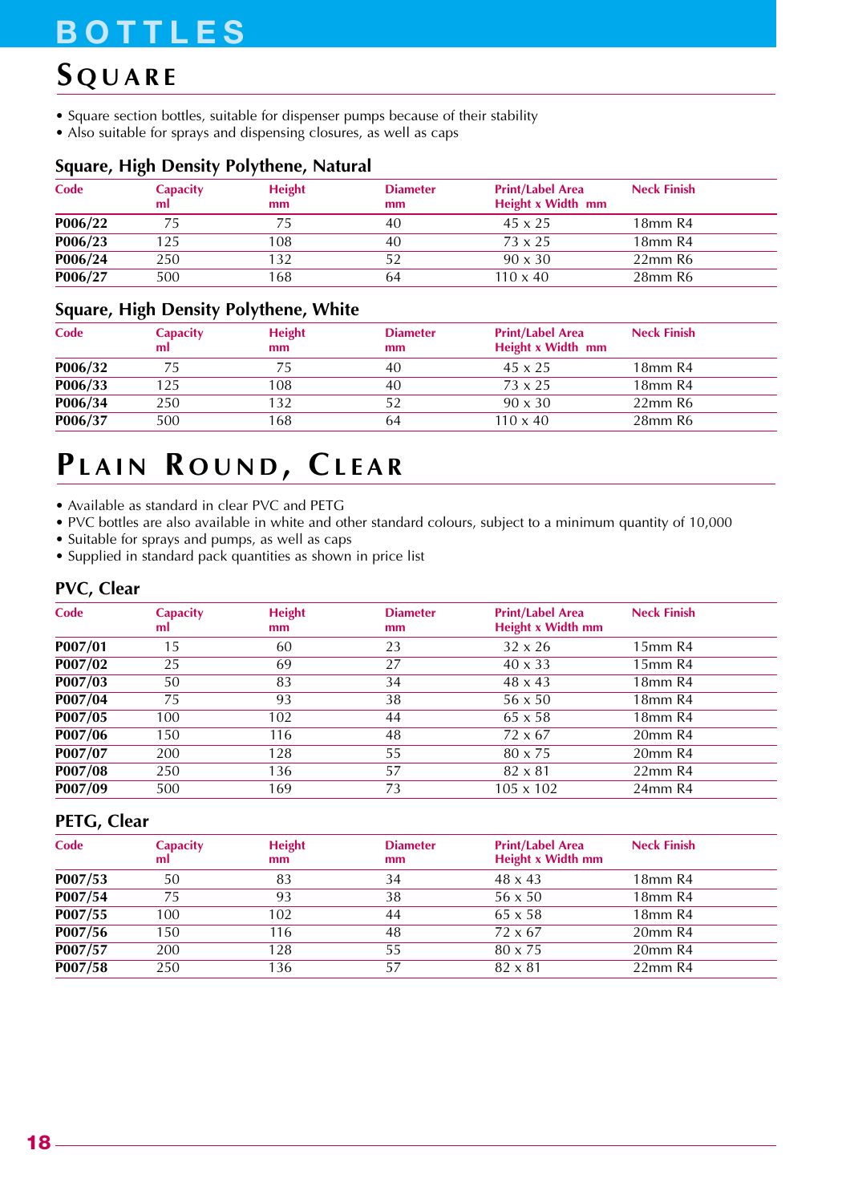# BOTTLES

## SQUARE

- Square section bottles, suitable for dispenser pumps because of their stability
- Also suitable for sprays and dispensing closures, as well as caps

### Square, High Density Polythene, Natural

| Code | Capacity ml | Height mm | Diameter mm | Print/Label Area Height x Width mm | Neck Finish |
|---|---|---|---|---|---|
| **P006/22** | 75 | 75 | 40 | 45 x 25 | 18mm R4 |
| **P006/23** | 125 | 108 | 40 | 73 x 25 | 18mm R4 |
| **P006/24** | 250 | 132 | 52 | 90 x 30 | 22mm R6 |
| **P006/27** | 500 | 168 | 64 | 110 x 40 | 28mm R6 |

### Square, High Density Polythene, White

| Code | Capacity ml | Height mm | Diameter mm | Print/Label Area Height x Width mm | Neck Finish |
|---|---|---|---|---|---|
| **P006/32** | 75 | 75 | 40 | 45 x 25 | 18mm R4 |
| **P006/33** | 125 | 108 | 40 | 73 x 25 | 18mm R4 |
| **P006/34** | 250 | 132 | 52 | 90 x 30 | 22mm R6 |
| **P006/37** | 500 | 168 | 64 | 110 x 40 | 28mm R6 |

## PLAIN ROUND, CLEAR

- Available as standard in clear PVC and PETG
- PVC bottles are also available in white and other standard colours, subject to a minimum quantity of 10,000
- Suitable for sprays and pumps, as well as caps
- Supplied in standard pack quantities as shown in price list

### PVC, Clear

| Code | Capacity ml | Height mm | Diameter mm | Print/Label Area Height x Width mm | Neck Finish |
|---|---|---|---|---|---|
| **P007/01** | 15 | 60 | 23 | 32 x 26 | 15mm R4 |
| **P007/02** | 25 | 69 | 27 | 40 x 33 | 15mm R4 |
| **P007/03** | 50 | 83 | 34 | 48 x 43 | 18mm R4 |
| **P007/04** | 75 | 93 | 38 | 56 x 50 | 18mm R4 |
| **P007/05** | 100 | 102 | 44 | 65 x 58 | 18mm R4 |
| **P007/06** | 150 | 116 | 48 | 72 x 67 | 20mm R4 |
| **P007/07** | 200 | 128 | 55 | 80 x 75 | 20mm R4 |
| **P007/08** | 250 | 136 | 57 | 82 x 81 | 22mm R4 |
| **P007/09** | 500 | 169 | 73 | 105 x 102 | 24mm R4 |

### PETG, Clear

| Code | Capacity ml | Height mm | Diameter mm | Print/Label Area Height x Width mm | Neck Finish |
|---|---|---|---|---|---|
| **P007/53** | 50 | 83 | 34 | 48 x 43 | 18mm R4 |
| **P007/54** | 75 | 93 | 38 | 56 x 50 | 18mm R4 |
| **P007/55** | 100 | 102 | 44 | 65 x 58 | 18mm R4 |
| **P007/56** | 150 | 116 | 48 | 72 x 67 | 20mm R4 |
| **P007/57** | 200 | 128 | 55 | 80 x 75 | 20mm R4 |
| **P007/58** | 250 | 136 | 57 | 82 x 81 | 22mm R4 |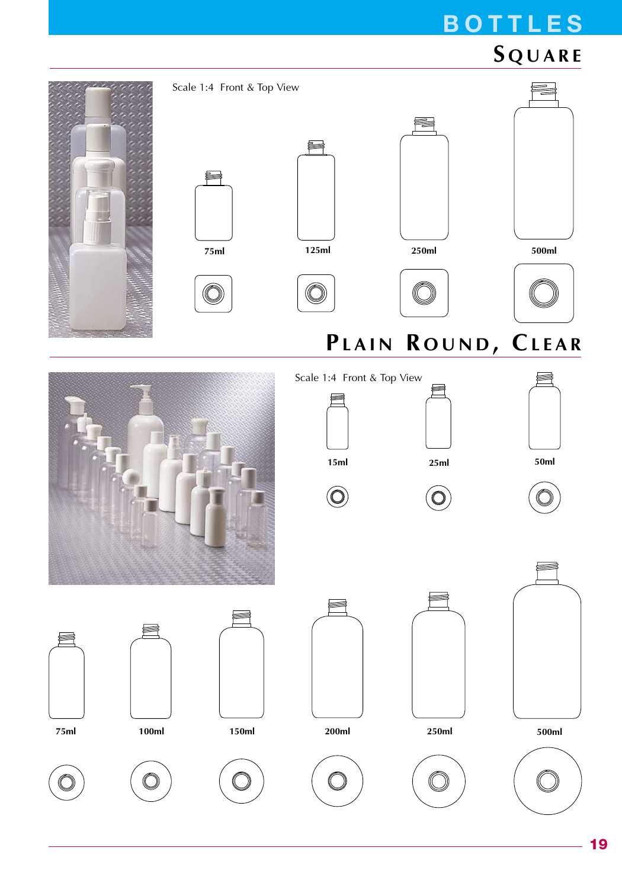# BOTTLES

## SQUARE

Scale 1:4 Front & Top View

75ml

125ml

250ml

500ml

## PLAIN ROUND, CLEAR

Scale 1:4 Front & Top View

15ml

25ml

50ml

75ml

100ml

150ml

200ml

250ml

500ml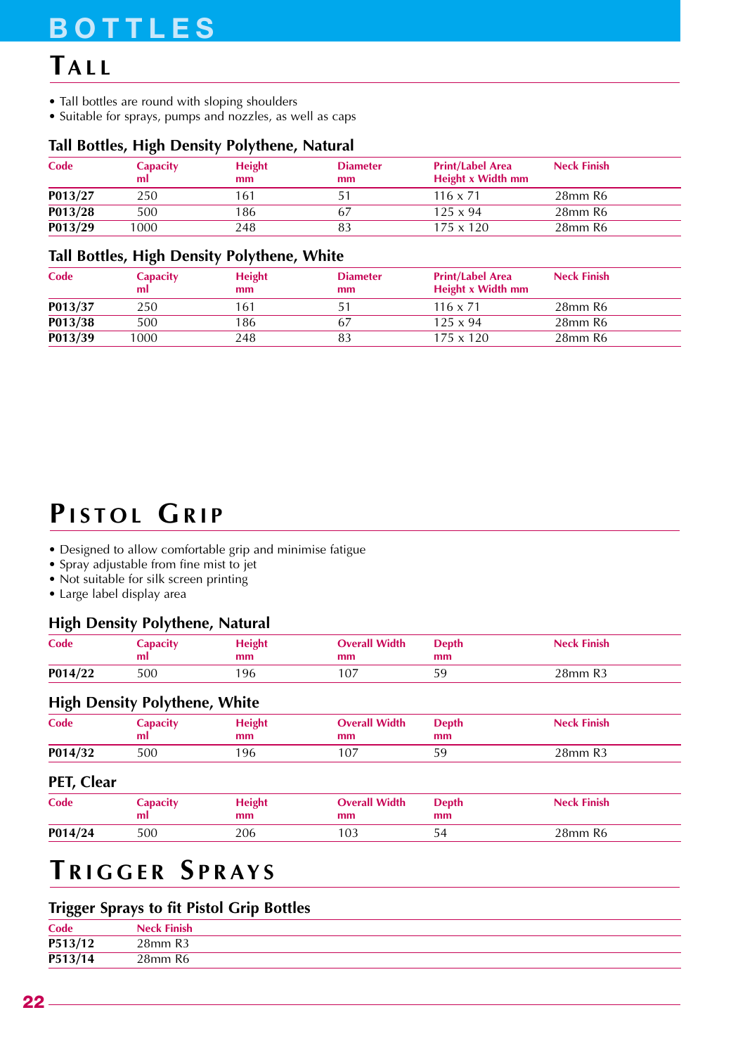# BOTTLES

## TALL

- Tall bottles are round with sloping shoulders
- Suitable for sprays, pumps and nozzles, as well as caps

### Tall Bottles, High Density Polythene, Natural

| Code | Capacity ml | Height mm | Diameter mm | Print/Label Area Height x Width mm | Neck Finish |
|---|---|---|---|---|---|
| **P013/27** | 250 | 161 | 51 | 116 x 71 | 28mm R6 |
| **P013/28** | 500 | 186 | 67 | 125 x 94 | 28mm R6 |
| **P013/29** | 1000 | 248 | 83 | 175 x 120 | 28mm R6 |

### Tall Bottles, High Density Polythene, White

| Code | Capacity ml | Height mm | Diameter mm | Print/Label Area Height x Width mm | Neck Finish |
|---|---|---|---|---|---|
| **P013/37** | 250 | 161 | 51 | 116 x 71 | 28mm R6 |
| **P013/38** | 500 | 186 | 67 | 125 x 94 | 28mm R6 |
| **P013/39** | 1000 | 248 | 83 | 175 x 120 | 28mm R6 |

## PISTOL GRIP

- Designed to allow comfortable grip and minimise fatigue
- Spray adjustable from fine mist to jet
- Not suitable for silk screen printing
- Large label display area

### High Density Polythene, Natural

| Code | Capacity ml | Height mm | Overall Width mm | Depth mm | Neck Finish |
|---|---|---|---|---|---|
| **P014/22** | 500 | 196 | 107 | 59 | 28mm R3 |

### High Density Polythene, White

| Code | Capacity ml | Height mm | Overall Width mm | Depth mm | Neck Finish |
|---|---|---|---|---|---|
| **P014/32** | 500 | 196 | 107 | 59 | 28mm R3 |

### PET, Clear

| Code | Capacity ml | Height mm | Overall Width mm | Depth mm | Neck Finish |
|---|---|---|---|---|---|
| **P014/24** | 500 | 206 | 103 | 54 | 28mm R6 |

## TRIGGER SPRAYS

### Trigger Sprays to fit Pistol Grip Bottles

| Code | Neck Finish |
|---|---|
| **P513/12** | 28mm R3 |
| **P513/14** | 28mm R6 |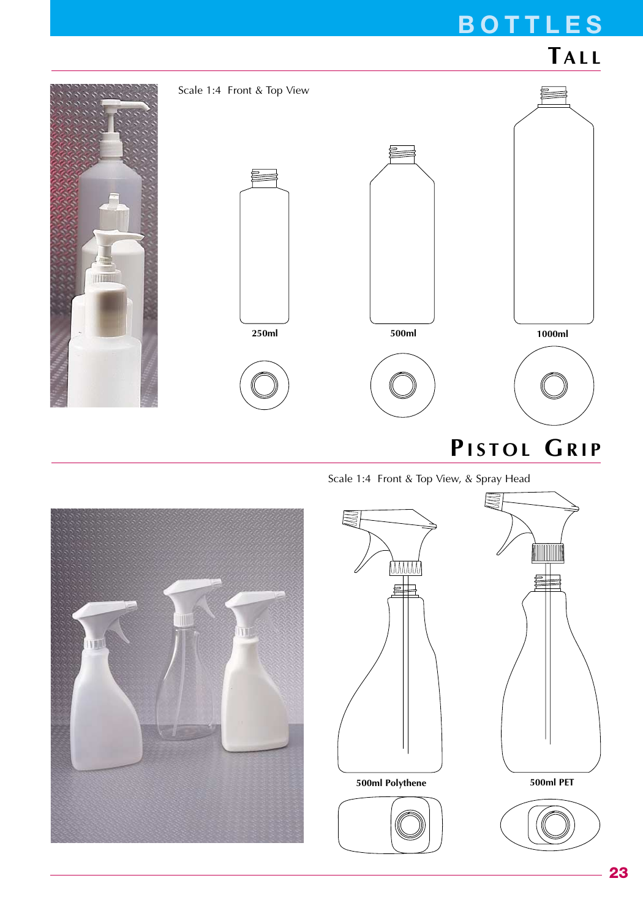# BOTTLES

## TALL

Scale 1:4 Front & Top View

250ml

500ml

1000ml

## PISTOL GRIP

Scale 1:4 Front & Top View, & Spray Head

500ml Polythene

500ml PET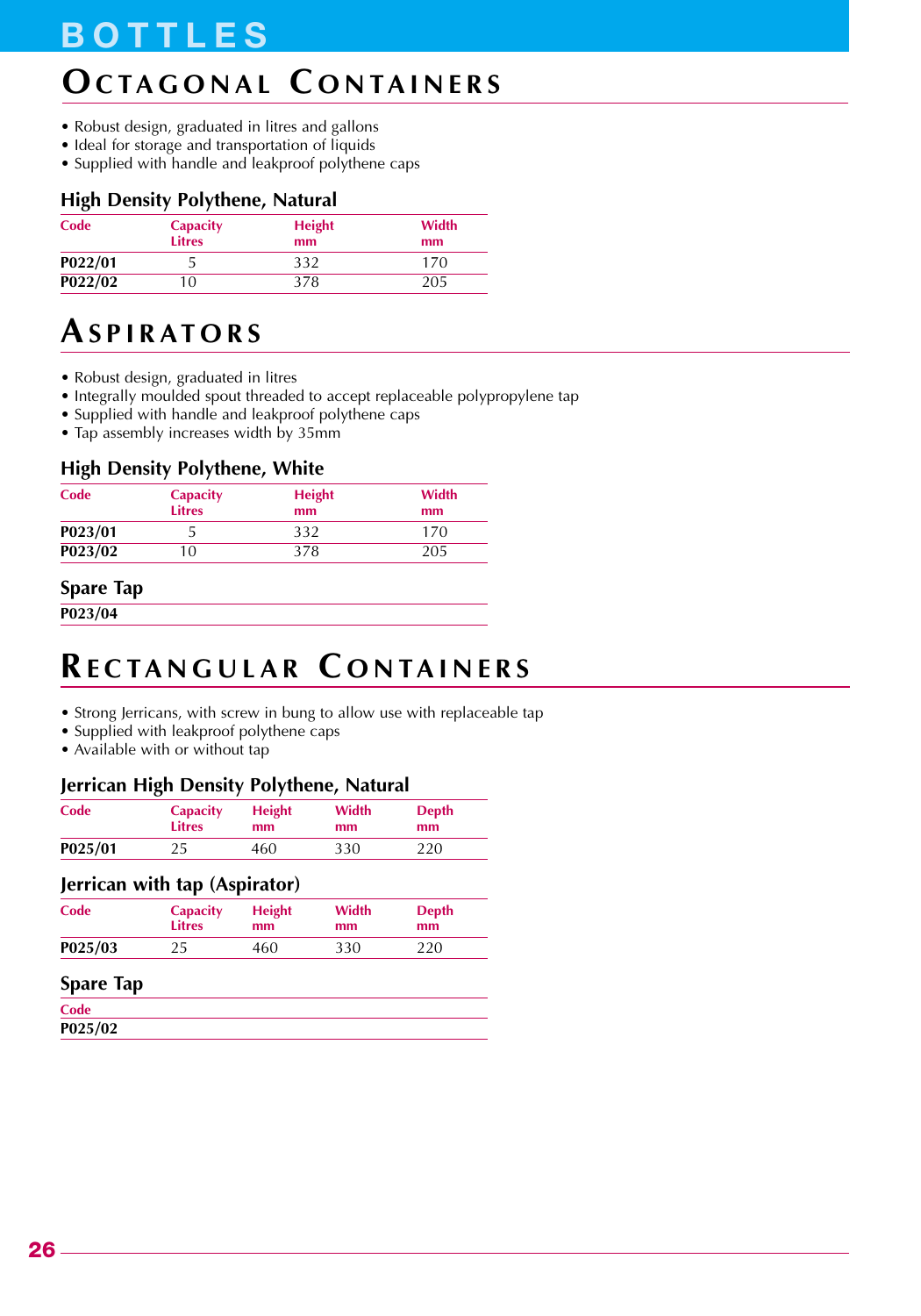# BOTTLES

## Octagonal Containers

- Robust design, graduated in litres and gallons
- Ideal for storage and transportation of liquids
- Supplied with handle and leakproof polythene caps

### High Density Polythene, Natural

| Code | Capacity Litres | Height mm | Width mm |
|---|---|---|---|
| **P022/01** | 5 | 332 | 170 |
| **P022/02** | 10 | 378 | 205 |

## Aspirators

- Robust design, graduated in litres
- Integrally moulded spout threaded to accept replaceable polypropylene tap
- Supplied with handle and leakproof polythene caps
- Tap assembly increases width by 35mm

### High Density Polythene, White

| Code | Capacity Litres | Height mm | Width mm |
|---|---|---|---|
| **P023/01** | 5 | 332 | 170 |
| **P023/02** | 10 | 378 | 205 |

### Spare Tap

**P023/04**

## Rectangular Containers

- Strong Jerricans, with screw in bung to allow use with replaceable tap
- Supplied with leakproof polythene caps
- Available with or without tap

### Jerrican High Density Polythene, Natural

| Code | Capacity Litres | Height mm | Width mm | Depth mm |
|---|---|---|---|---|
| **P025/01** | 25 | 460 | 330 | 220 |

### Jerrican with tap (Aspirator)

| Code | Capacity Litres | Height mm | Width mm | Depth mm |
|---|---|---|---|---|
| **P025/03** | 25 | 460 | 330 | 220 |

### Spare Tap

| Code |
|---|
| **P025/02** |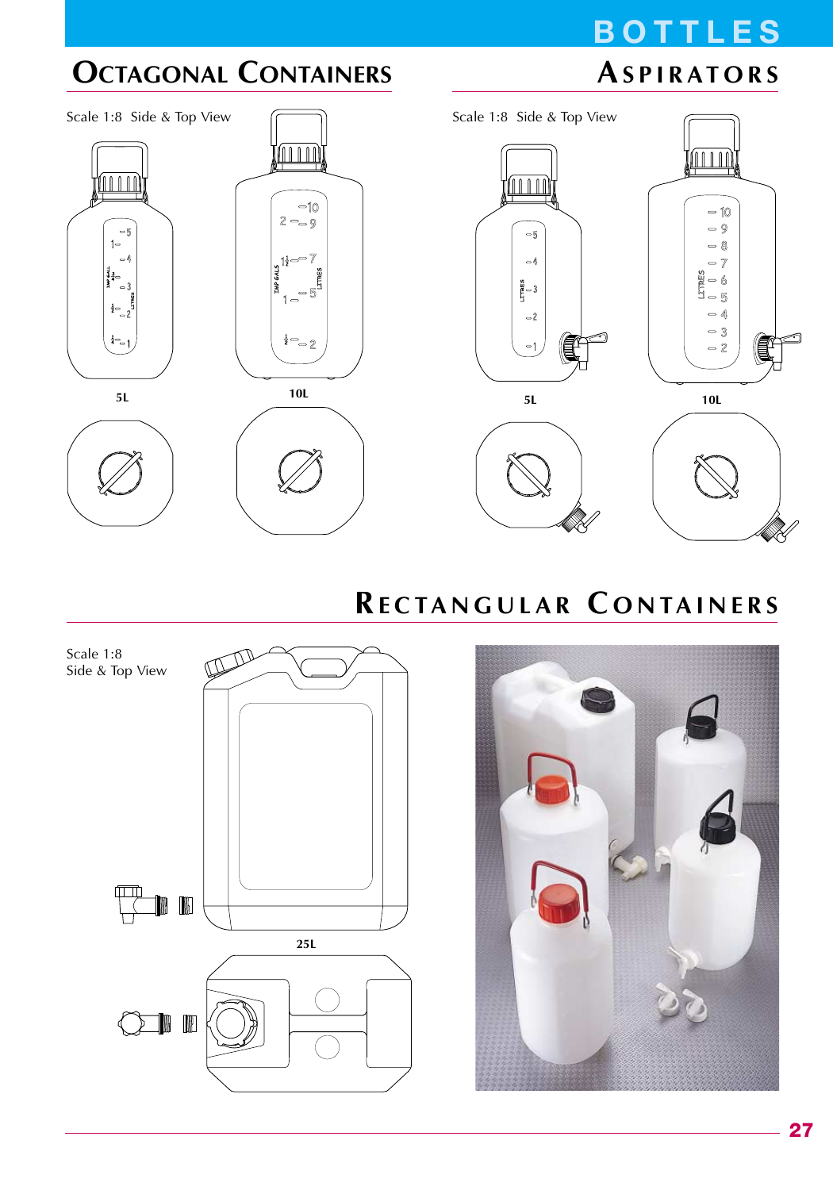# BOTTLES

## Octagonal Containers

Scale 1:8 Side & Top View

5L

10L

## Aspirators

Scale 1:8 Side & Top View

5L

10L

## Rectangular Containers

Scale 1:8
Side & Top View

25L